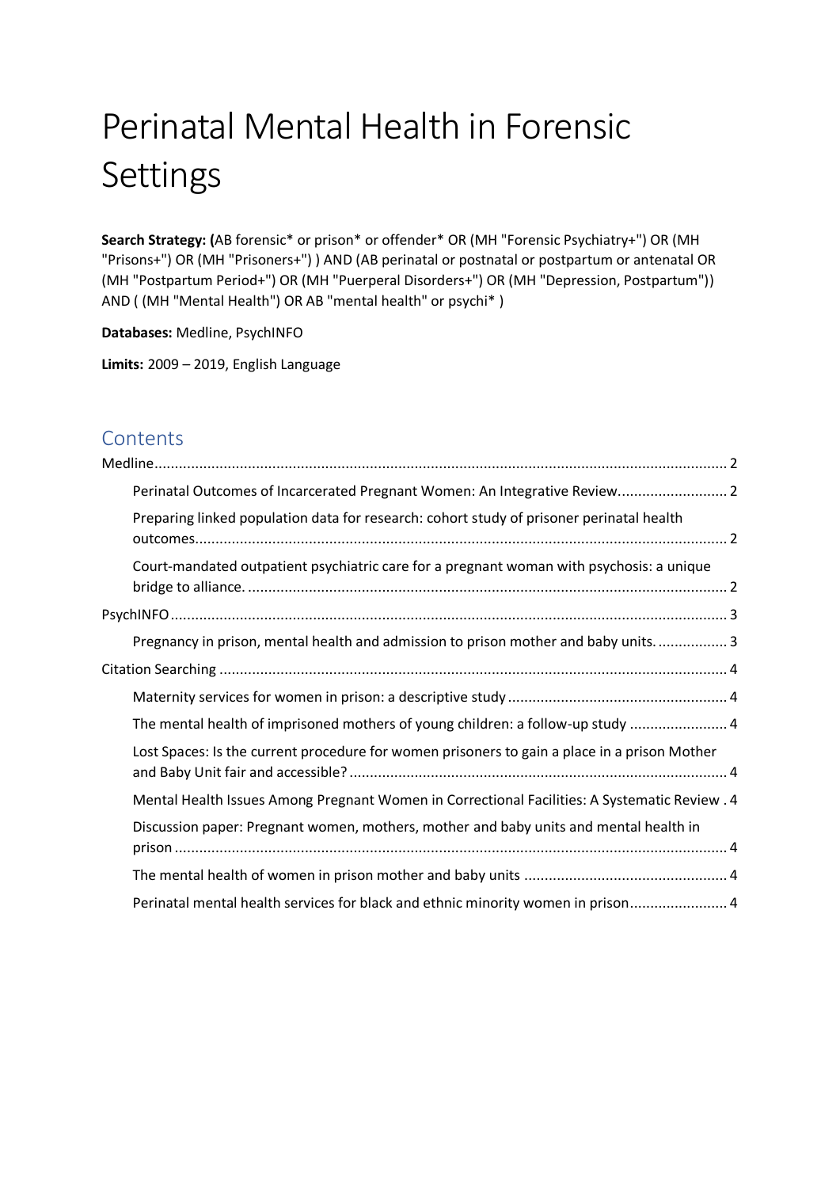# Perinatal Mental Health in Forensic Settings

**Search Strategy: (**AB forensic* or prison* or offender* OR (MH "Forensic Psychiatry+") OR (MH "Prisons+") OR (MH "Prisoners+") ) AND (AB perinatal or postnatal or postpartum or antenatal OR (MH "Postpartum Period+") OR (MH "Puerperal Disorders+") OR (MH "Depression, Postpartum")) AND ( (MH "Mental Health") OR AB "mental health" or psychi* )

**Databases:** Medline, PsychINFO

**Limits:** 2009 – 2019, English Language

## Contents

- Medline .... 2
  - Perinatal Outcomes of Incarcerated Pregnant Women: An Integrative Review .... 2
  - Preparing linked population data for research: cohort study of prisoner perinatal health outcomes .... 2
  - Court-mandated outpatient psychiatric care for a pregnant woman with psychosis: a unique bridge to alliance. .... 2
- PsychINFO .... 3
  - Pregnancy in prison, mental health and admission to prison mother and baby units. .... 3
- Citation Searching .... 4
  - Maternity services for women in prison: a descriptive study .... 4
  - The mental health of imprisoned mothers of young children: a follow-up study .... 4
  - Lost Spaces: Is the current procedure for women prisoners to gain a place in a prison Mother and Baby Unit fair and accessible? .... 4
  - Mental Health Issues Among Pregnant Women in Correctional Facilities: A Systematic Review . 4
  - Discussion paper: Pregnant women, mothers, mother and baby units and mental health in prison .... 4
  - The mental health of women in prison mother and baby units .... 4
  - Perinatal mental health services for black and ethnic minority women in prison .... 4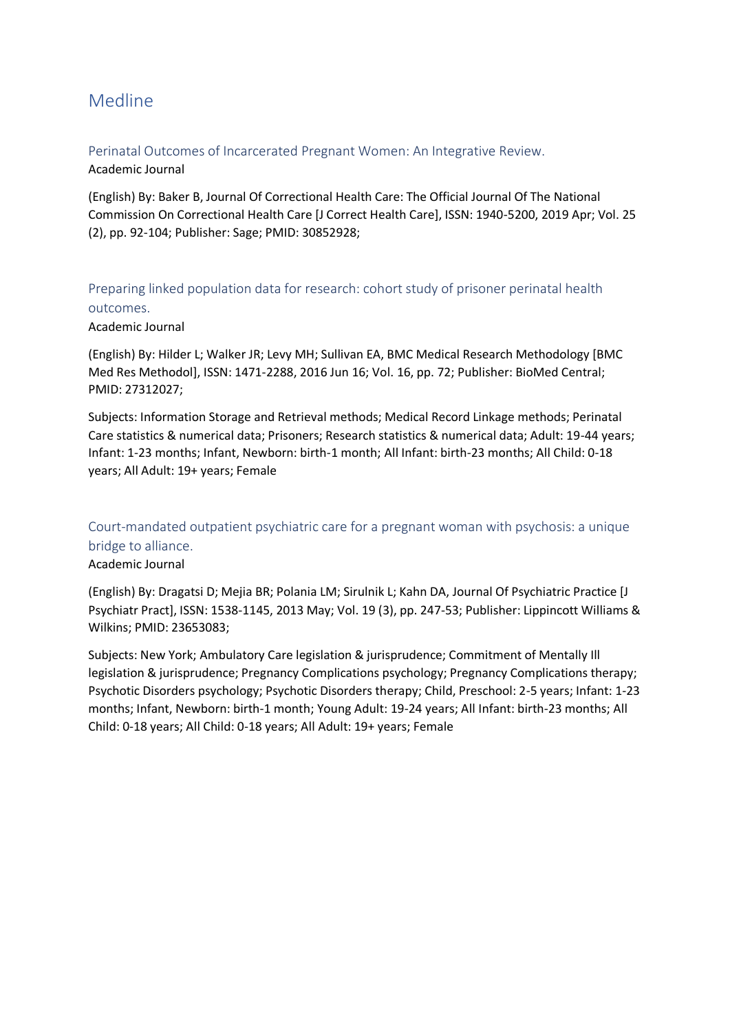# Medline

## Perinatal Outcomes of Incarcerated Pregnant Women: An Integrative Review.

Academic Journal

(English) By: Baker B, Journal Of Correctional Health Care: The Official Journal Of The National Commission On Correctional Health Care [J Correct Health Care], ISSN: 1940-5200, 2019 Apr; Vol. 25 (2), pp. 92-104; Publisher: Sage; PMID: 30852928;

## Preparing linked population data for research: cohort study of prisoner perinatal health outcomes.

Academic Journal

(English) By: Hilder L; Walker JR; Levy MH; Sullivan EA, BMC Medical Research Methodology [BMC Med Res Methodol], ISSN: 1471-2288, 2016 Jun 16; Vol. 16, pp. 72; Publisher: BioMed Central; PMID: 27312027;

Subjects: Information Storage and Retrieval methods; Medical Record Linkage methods; Perinatal Care statistics & numerical data; Prisoners; Research statistics & numerical data; Adult: 19-44 years; Infant: 1-23 months; Infant, Newborn: birth-1 month; All Infant: birth-23 months; All Child: 0-18 years; All Adult: 19+ years; Female

## Court-mandated outpatient psychiatric care for a pregnant woman with psychosis: a unique bridge to alliance.

Academic Journal

(English) By: Dragatsi D; Mejia BR; Polania LM; Sirulnik L; Kahn DA, Journal Of Psychiatric Practice [J Psychiatr Pract], ISSN: 1538-1145, 2013 May; Vol. 19 (3), pp. 247-53; Publisher: Lippincott Williams & Wilkins; PMID: 23653083;

Subjects: New York; Ambulatory Care legislation & jurisprudence; Commitment of Mentally Ill legislation & jurisprudence; Pregnancy Complications psychology; Pregnancy Complications therapy; Psychotic Disorders psychology; Psychotic Disorders therapy; Child, Preschool: 2-5 years; Infant: 1-23 months; Infant, Newborn: birth-1 month; Young Adult: 19-24 years; All Infant: birth-23 months; All Child: 0-18 years; All Child: 0-18 years; All Adult: 19+ years; Female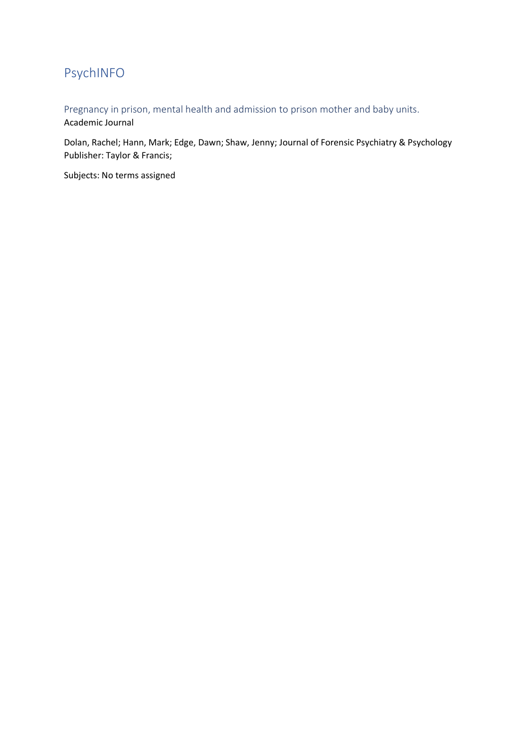# PsychINFO

## Pregnancy in prison, mental health and admission to prison mother and baby units.

Academic Journal

Dolan, Rachel; Hann, Mark; Edge, Dawn; Shaw, Jenny; Journal of Forensic Psychiatry & Psychology
Publisher: Taylor & Francis;

Subjects: No terms assigned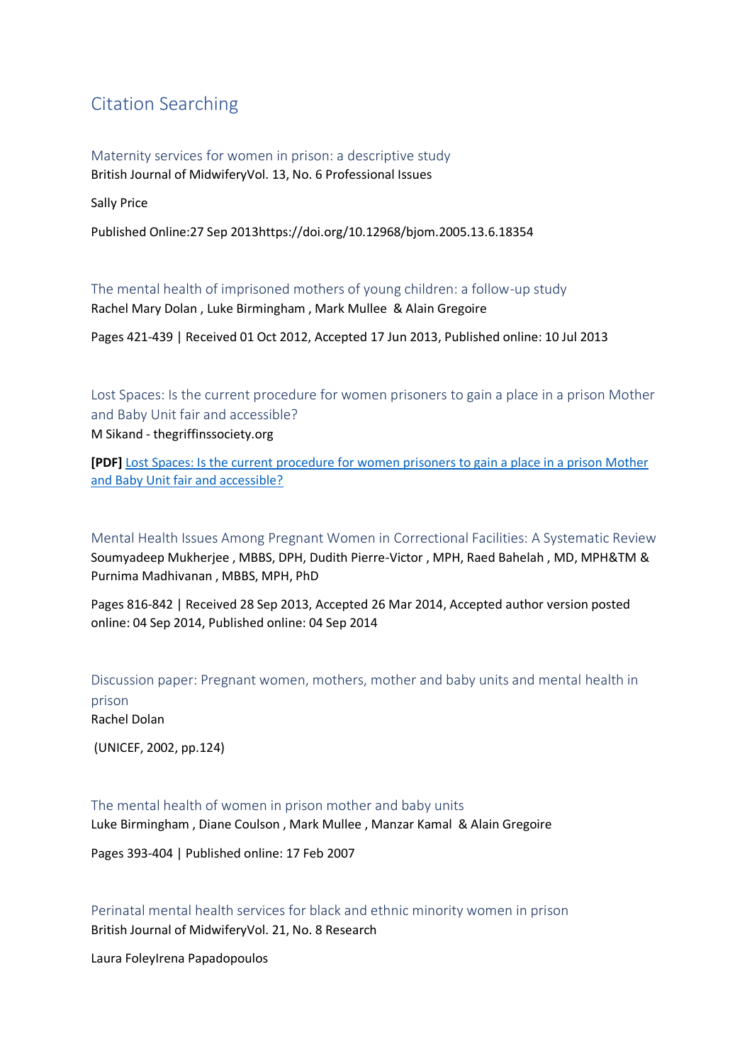## Citation Searching

### Maternity services for women in prison: a descriptive study

British Journal of MidwiferyVol. 13, No. 6 Professional Issues

Sally Price

Published Online:27 Sep 2013https://doi.org/10.12968/bjom.2005.13.6.18354

### The mental health of imprisoned mothers of young children: a follow-up study

Rachel Mary Dolan , Luke Birmingham , Mark Mullee & Alain Gregoire

Pages 421-439 | Received 01 Oct 2012, Accepted 17 Jun 2013, Published online: 10 Jul 2013

### Lost Spaces: Is the current procedure for women prisoners to gain a place in a prison Mother and Baby Unit fair and accessible?

M Sikand - thegriffinssociety.org

**[PDF]** Lost Spaces: Is the current procedure for women prisoners to gain a place in a prison Mother and Baby Unit fair and accessible?

### Mental Health Issues Among Pregnant Women in Correctional Facilities: A Systematic Review

Soumyadeep Mukherjee , MBBS, DPH, Dudith Pierre-Victor , MPH, Raed Bahelah , MD, MPH&TM & Purnima Madhivanan , MBBS, MPH, PhD

Pages 816-842 | Received 28 Sep 2013, Accepted 26 Mar 2014, Accepted author version posted online: 04 Sep 2014, Published online: 04 Sep 2014

### Discussion paper: Pregnant women, mothers, mother and baby units and mental health in prison

Rachel Dolan

(UNICEF, 2002, pp.124)

### The mental health of women in prison mother and baby units

Luke Birmingham , Diane Coulson , Mark Mullee , Manzar Kamal & Alain Gregoire

Pages 393-404 | Published online: 17 Feb 2007

### Perinatal mental health services for black and ethnic minority women in prison

British Journal of MidwiferyVol. 21, No. 8 Research

Laura FoleyIrena Papadopoulos